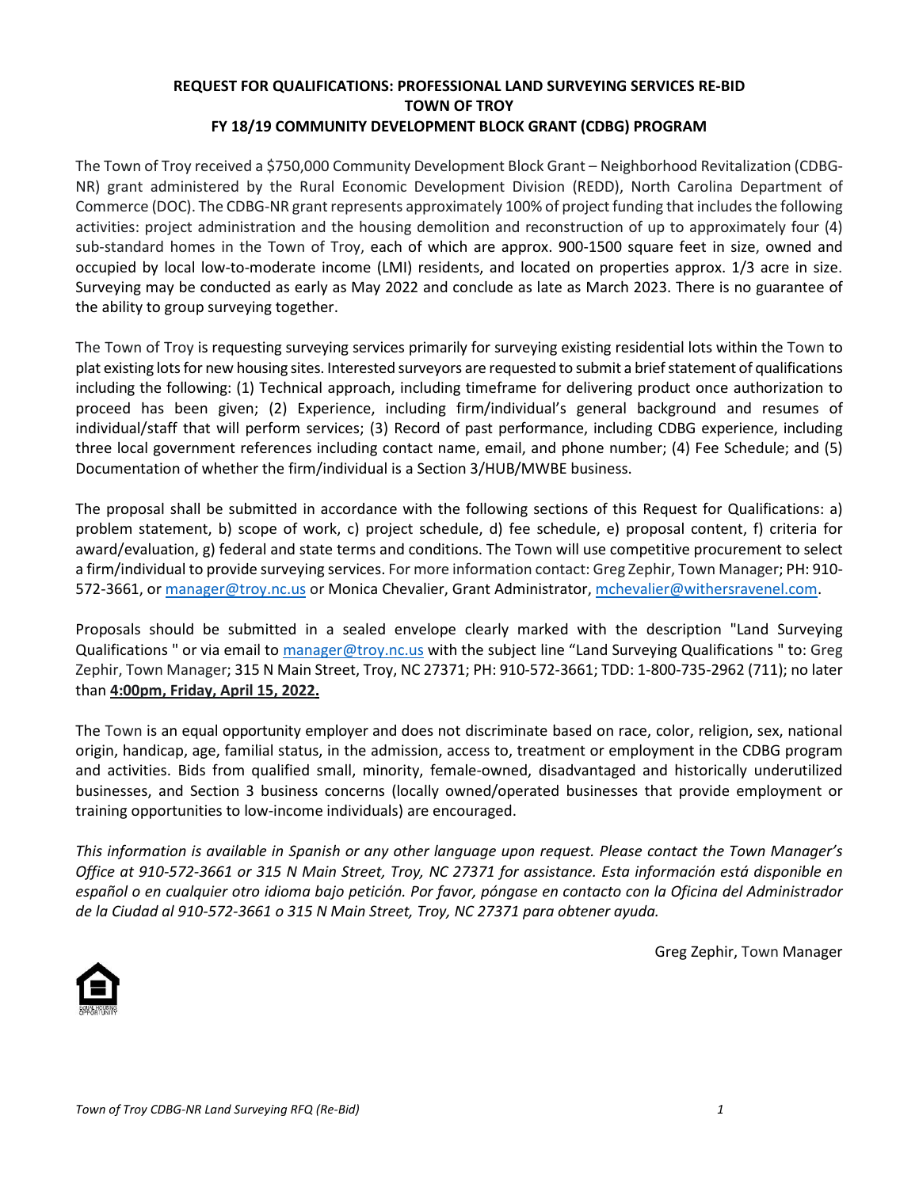**REQUEST FOR QUALIFICATIONS: PROFESSIONAL LAND SURVEYING SERVICES RE-BID**
**TOWN OF TROY**
**FY 18/19 COMMUNITY DEVELOPMENT BLOCK GRANT (CDBG) PROGRAM**

The Town of Troy received a $750,000 Community Development Block Grant – Neighborhood Revitalization (CDBG-NR) grant administered by the Rural Economic Development Division (REDD), North Carolina Department of Commerce (DOC). The CDBG-NR grant represents approximately 100% of project funding that includes the following activities: project administration and the housing demolition and reconstruction of up to approximately four (4) sub-standard homes in the Town of Troy, each of which are approx. 900-1500 square feet in size, owned and occupied by local low-to-moderate income (LMI) residents, and located on properties approx. 1/3 acre in size. Surveying may be conducted as early as May 2022 and conclude as late as March 2023. There is no guarantee of the ability to group surveying together.

The Town of Troy is requesting surveying services primarily for surveying existing residential lots within the Town to plat existing lots for new housing sites. Interested surveyors are requested to submit a brief statement of qualifications including the following: (1) Technical approach, including timeframe for delivering product once authorization to proceed has been given; (2) Experience, including firm/individual's general background and resumes of individual/staff that will perform services; (3) Record of past performance, including CDBG experience, including three local government references including contact name, email, and phone number; (4) Fee Schedule; and (5) Documentation of whether the firm/individual is a Section 3/HUB/MWBE business.

The proposal shall be submitted in accordance with the following sections of this Request for Qualifications: a) problem statement, b) scope of work, c) project schedule, d) fee schedule, e) proposal content, f) criteria for award/evaluation, g) federal and state terms and conditions. The Town will use competitive procurement to select a firm/individual to provide surveying services. For more information contact: Greg Zephir, Town Manager; PH: 910-572-3661, or manager@troy.nc.us or Monica Chevalier, Grant Administrator, mchevalier@withersravenel.com.

Proposals should be submitted in a sealed envelope clearly marked with the description "Land Surveying Qualifications " or via email to manager@troy.nc.us with the subject line "Land Surveying Qualifications " to: Greg Zephir, Town Manager; 315 N Main Street, Troy, NC 27371; PH: 910-572-3661; TDD: 1-800-735-2962 (711); no later than **4:00pm, Friday, April 15, 2022.**

The Town is an equal opportunity employer and does not discriminate based on race, color, religion, sex, national origin, handicap, age, familial status, in the admission, access to, treatment or employment in the CDBG program and activities. Bids from qualified small, minority, female-owned, disadvantaged and historically underutilized businesses, and Section 3 business concerns (locally owned/operated businesses that provide employment or training opportunities to low-income individuals) are encouraged.

*This information is available in Spanish or any other language upon request. Please contact the Town Manager's Office at 910-572-3661 or 315 N Main Street, Troy, NC 27371 for assistance. Esta información está disponible en español o en cualquier otro idioma bajo petición. Por favor, póngase en contacto con la Oficina del Administrador de la Ciudad al 910-572-3661 o 315 N Main Street, Troy, NC 27371 para obtener ayuda.*

Greg Zephir, Town Manager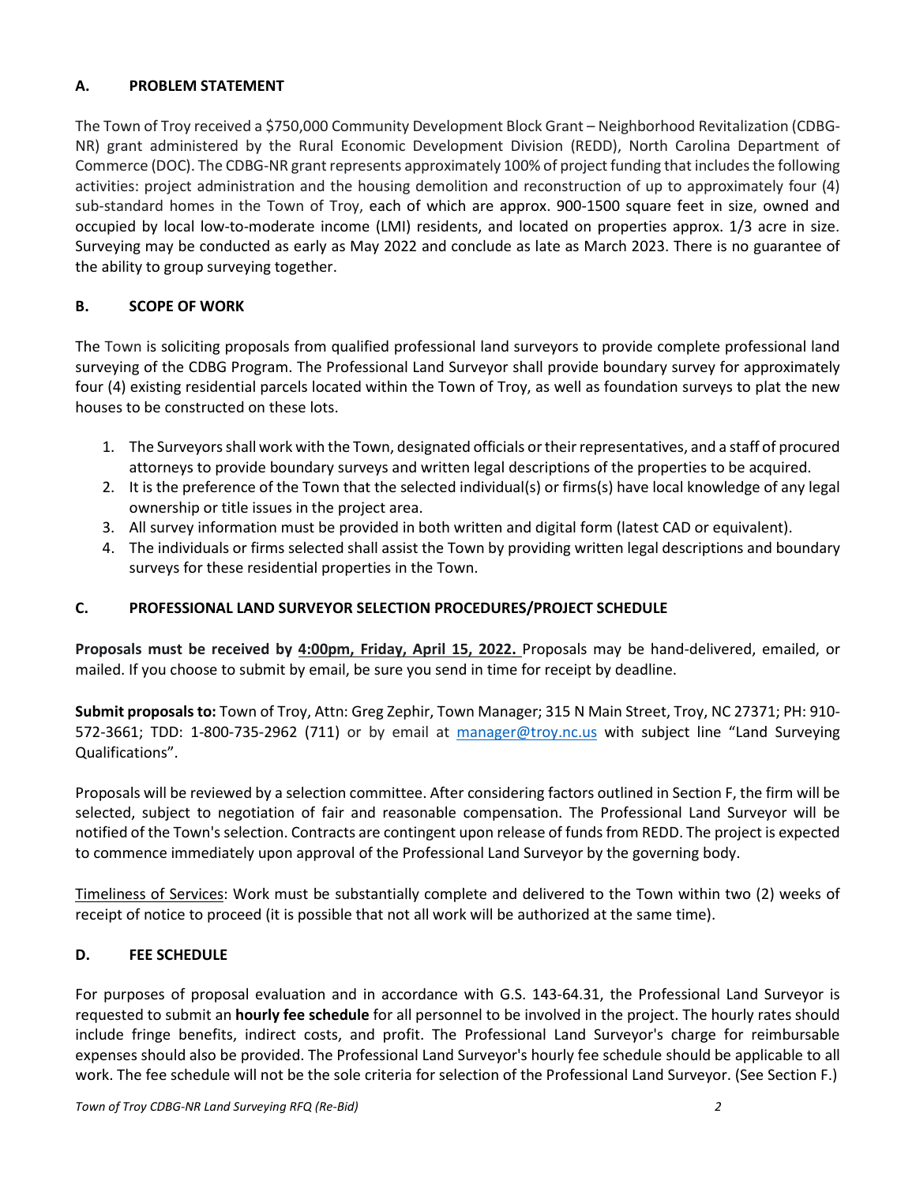## A. PROBLEM STATEMENT

The Town of Troy received a $750,000 Community Development Block Grant – Neighborhood Revitalization (CDBG-NR) grant administered by the Rural Economic Development Division (REDD), North Carolina Department of Commerce (DOC). The CDBG-NR grant represents approximately 100% of project funding that includes the following activities: project administration and the housing demolition and reconstruction of up to approximately four (4) sub-standard homes in the Town of Troy, each of which are approx. 900-1500 square feet in size, owned and occupied by local low-to-moderate income (LMI) residents, and located on properties approx. 1/3 acre in size. Surveying may be conducted as early as May 2022 and conclude as late as March 2023. There is no guarantee of the ability to group surveying together.

## B. SCOPE OF WORK

The Town is soliciting proposals from qualified professional land surveyors to provide complete professional land surveying of the CDBG Program. The Professional Land Surveyor shall provide boundary survey for approximately four (4) existing residential parcels located within the Town of Troy, as well as foundation surveys to plat the new houses to be constructed on these lots.

1. The Surveyors shall work with the Town, designated officials or their representatives, and a staff of procured attorneys to provide boundary surveys and written legal descriptions of the properties to be acquired.
2. It is the preference of the Town that the selected individual(s) or firms(s) have local knowledge of any legal ownership or title issues in the project area.
3. All survey information must be provided in both written and digital form (latest CAD or equivalent).
4. The individuals or firms selected shall assist the Town by providing written legal descriptions and boundary surveys for these residential properties in the Town.

## C. PROFESSIONAL LAND SURVEYOR SELECTION PROCEDURES/PROJECT SCHEDULE

**Proposals must be received by <u>4:00pm, Friday, April 15, 2022.</u>** Proposals may be hand-delivered, emailed, or mailed. If you choose to submit by email, be sure you send in time for receipt by deadline.

**Submit proposals to:** Town of Troy, Attn: Greg Zephir, Town Manager; 315 N Main Street, Troy, NC 27371; PH: 910-572-3661; TDD: 1-800-735-2962 (711) or by email at manager@troy.nc.us with subject line "Land Surveying Qualifications".

Proposals will be reviewed by a selection committee. After considering factors outlined in Section F, the firm will be selected, subject to negotiation of fair and reasonable compensation. The Professional Land Surveyor will be notified of the Town's selection. Contracts are contingent upon release of funds from REDD. The project is expected to commence immediately upon approval of the Professional Land Surveyor by the governing body.

<u>Timeliness of Services</u>: Work must be substantially complete and delivered to the Town within two (2) weeks of receipt of notice to proceed (it is possible that not all work will be authorized at the same time).

## D. FEE SCHEDULE

For purposes of proposal evaluation and in accordance with G.S. 143-64.31, the Professional Land Surveyor is requested to submit an **hourly fee schedule** for all personnel to be involved in the project. The hourly rates should include fringe benefits, indirect costs, and profit. The Professional Land Surveyor's charge for reimbursable expenses should also be provided. The Professional Land Surveyor's hourly fee schedule should be applicable to all work. The fee schedule will not be the sole criteria for selection of the Professional Land Surveyor. (See Section F.)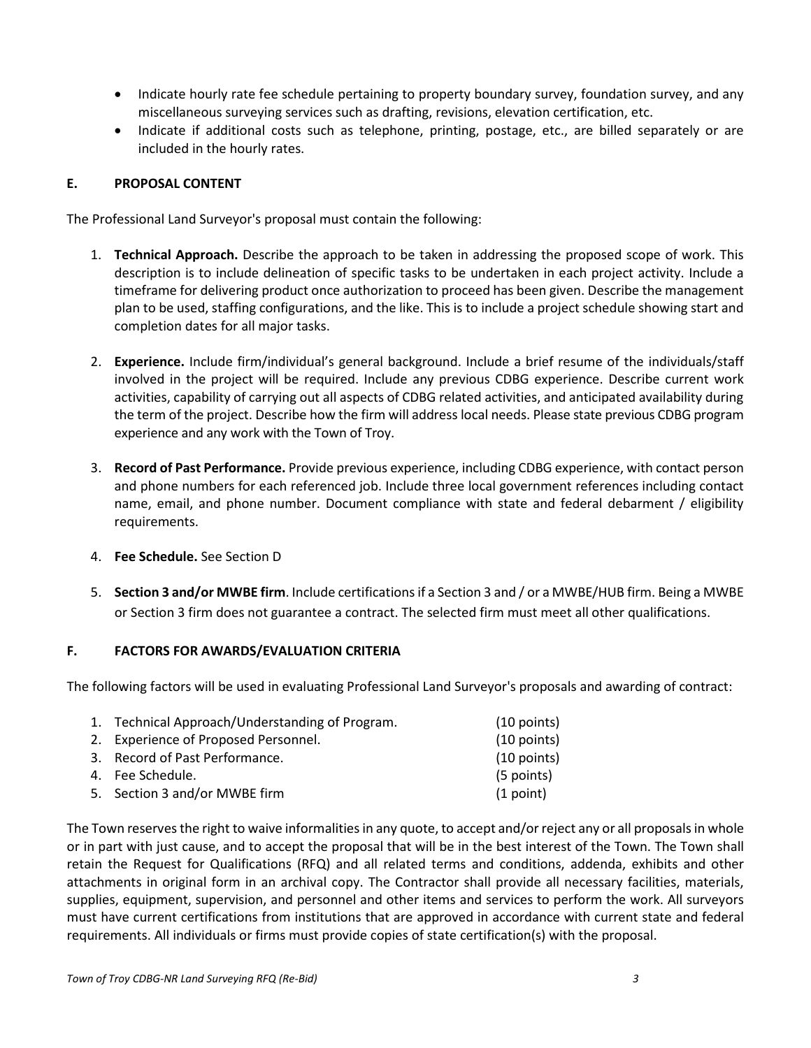- Indicate hourly rate fee schedule pertaining to property boundary survey, foundation survey, and any miscellaneous surveying services such as drafting, revisions, elevation certification, etc.
- Indicate if additional costs such as telephone, printing, postage, etc., are billed separately or are included in the hourly rates.

## E. PROPOSAL CONTENT

The Professional Land Surveyor's proposal must contain the following:

1. **Technical Approach.** Describe the approach to be taken in addressing the proposed scope of work. This description is to include delineation of specific tasks to be undertaken in each project activity. Include a timeframe for delivering product once authorization to proceed has been given. Describe the management plan to be used, staffing configurations, and the like. This is to include a project schedule showing start and completion dates for all major tasks.

2. **Experience.** Include firm/individual's general background. Include a brief resume of the individuals/staff involved in the project will be required. Include any previous CDBG experience. Describe current work activities, capability of carrying out all aspects of CDBG related activities, and anticipated availability during the term of the project. Describe how the firm will address local needs. Please state previous CDBG program experience and any work with the Town of Troy.

3. **Record of Past Performance.** Provide previous experience, including CDBG experience, with contact person and phone numbers for each referenced job. Include three local government references including contact name, email, and phone number. Document compliance with state and federal debarment / eligibility requirements.

4. **Fee Schedule.** See Section D

5. **Section 3 and/or MWBE firm**. Include certifications if a Section 3 and / or a MWBE/HUB firm. Being a MWBE or Section 3 firm does not guarantee a contract. The selected firm must meet all other qualifications.

## F. FACTORS FOR AWARDS/EVALUATION CRITERIA

The following factors will be used in evaluating Professional Land Surveyor's proposals and awarding of contract:

1. Technical Approach/Understanding of Program. (10 points)
2. Experience of Proposed Personnel. (10 points)
3. Record of Past Performance. (10 points)
4. Fee Schedule. (5 points)
5. Section 3 and/or MWBE firm (1 point)

The Town reserves the right to waive informalities in any quote, to accept and/or reject any or all proposals in whole or in part with just cause, and to accept the proposal that will be in the best interest of the Town. The Town shall retain the Request for Qualifications (RFQ) and all related terms and conditions, addenda, exhibits and other attachments in original form in an archival copy. The Contractor shall provide all necessary facilities, materials, supplies, equipment, supervision, and personnel and other items and services to perform the work. All surveyors must have current certifications from institutions that are approved in accordance with current state and federal requirements. All individuals or firms must provide copies of state certification(s) with the proposal.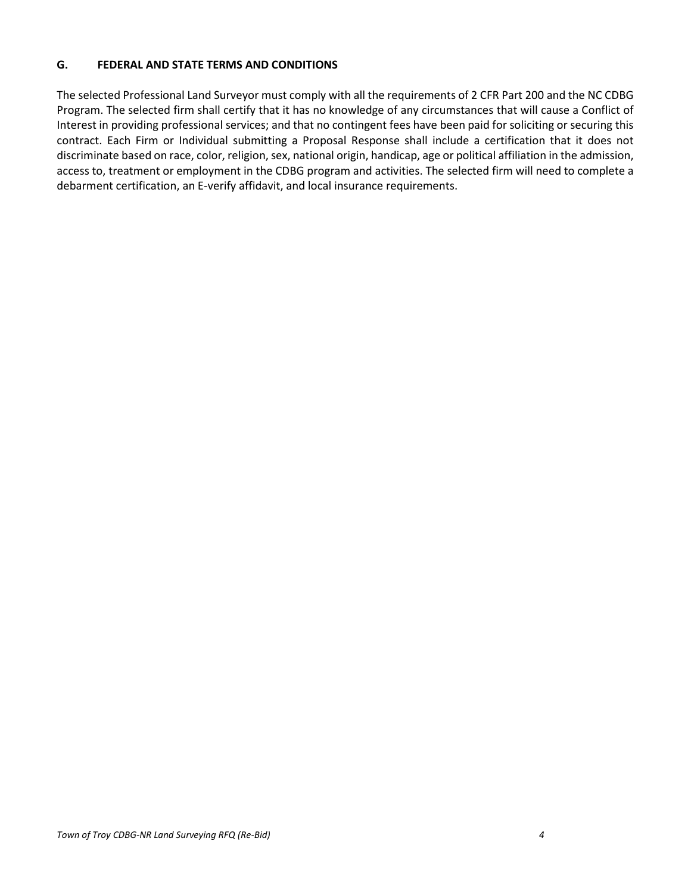### G. FEDERAL AND STATE TERMS AND CONDITIONS

The selected Professional Land Surveyor must comply with all the requirements of 2 CFR Part 200 and the NC CDBG Program. The selected firm shall certify that it has no knowledge of any circumstances that will cause a Conflict of Interest in providing professional services; and that no contingent fees have been paid for soliciting or securing this contract. Each Firm or Individual submitting a Proposal Response shall include a certification that it does not discriminate based on race, color, religion, sex, national origin, handicap, age or political affiliation in the admission, access to, treatment or employment in the CDBG program and activities. The selected firm will need to complete a debarment certification, an E-verify affidavit, and local insurance requirements.